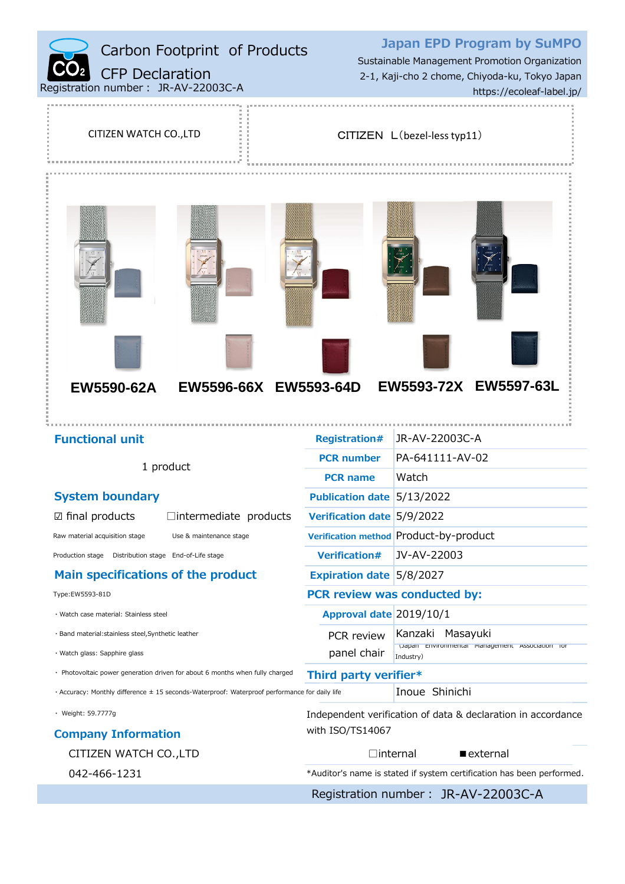# Carbon Footprint of Products

## CFP Declaration

Registration number： JR-AV-22003C-A

**Japan EPD Program by SuMPO**

Sustainable Management Promotion Organization
2-1, Kaji-cho 2 chome, Chiyoda-ku, Tokyo Japan
https://ecoleaf-label.jp/

CITIZEN WATCH CO.,LTD

CITIZEN L（bezel-less typ11）

**EW5590-62A** **EW5596-66X** **EW5593-64D** **EW5593-72X** **EW5597-63L**

## Functional unit

1 product

## System boundary

☑ final products ☐intermediate products

Raw material acquisition stage Use & maintenance stage

Production stage Distribution stage End-of-Life stage

## Main specifications of the product

Type:EW5593-81D

- Watch case material: Stainless steel
- Band material:stainless steel,Synthetic leather
- Watch glass: Sapphire glass
- Photovoltaic power generation driven for about 6 months when fully charged
- Accuracy: Monthly difference ± 15 seconds-Waterproof: Waterproof performance for daily life
- Weight: 59.7777g

## Company Information

CITIZEN WATCH CO.,LTD

042-466-1231

| | |
|---|---|
| **Registration#** | JR-AV-22003C-A |
| **PCR number** | PA-641111-AV-02 |
| **PCR name** | Watch |
| **Publication date** | 5/13/2022 |
| **Verification date** | 5/9/2022 |
| **Verification method** | Product-by-product |
| **Verification#** | JV-AV-22003 |
| **Expiration date** | 5/8/2027 |

**PCR review was conducted by:**

| | |
|---|---|
| **Approval date** | 2019/10/1 |
| PCR review panel chair | Kanzaki Masayuki (Japan Environmental Management Association for Industry) |

**Third party verifier***

Inoue Shinichi

Independent verification of data & declaration in accordance with ISO/TS14067

☐internal ■external

*Auditor's name is stated if system certification has been performed.

Registration number： JR-AV-22003C-A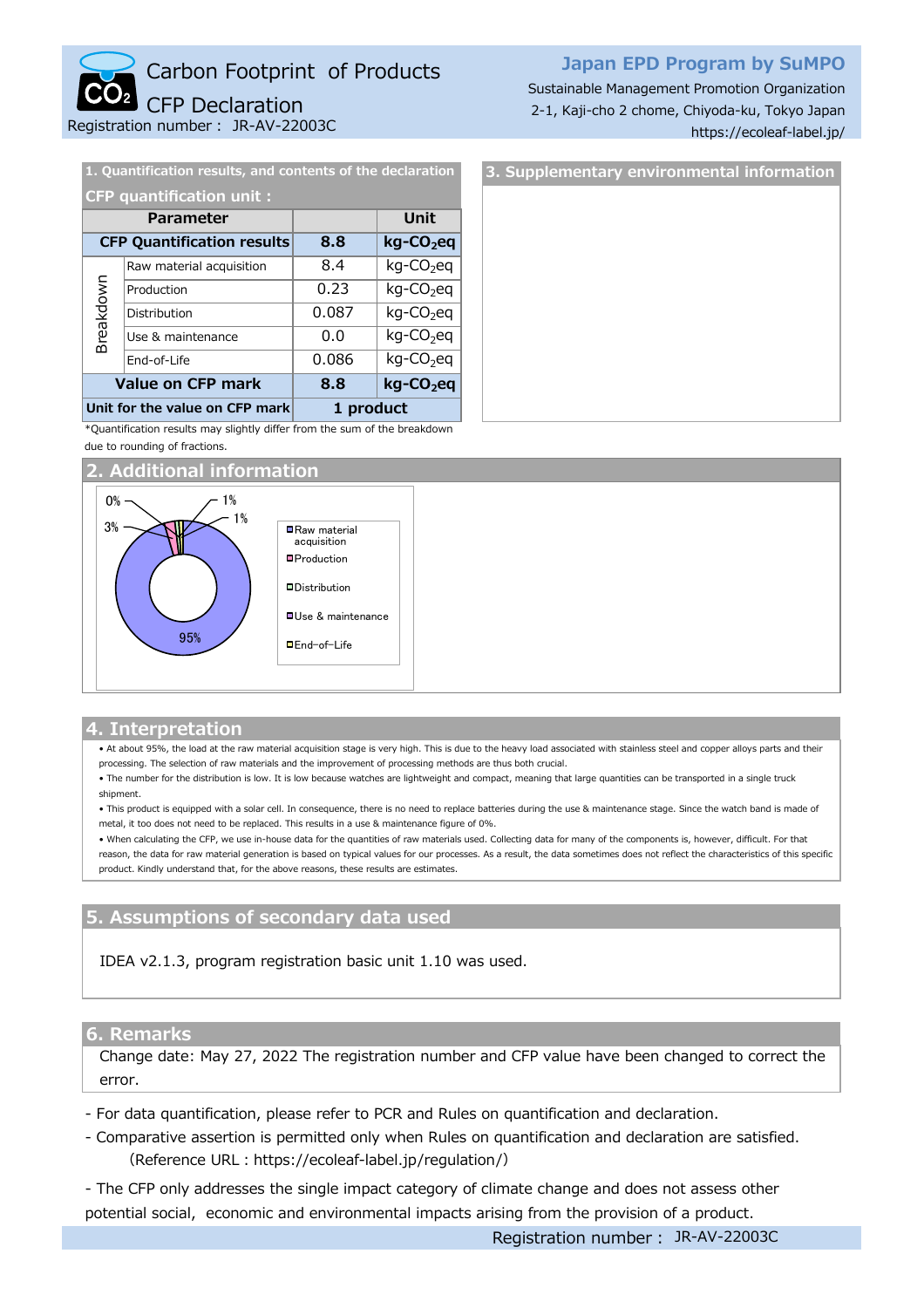# Carbon Footprint of Products CFP Declaration

Registration number : JR-AV-22003C

**Japan EPD Program by SuMPO**

Sustainable Management Promotion Organization
2-1, Kaji-cho 2 chome, Chiyoda-ku, Tokyo Japan
https://ecoleaf-label.jp/

## 1. Quantification results, and contents of the declaration

**CFP quantification unit :**

| Parameter | | | Unit |
|---|---|---|---|
| **CFP Quantification results** | | **8.8** | **kg-$CO_2$eq** |
| Breakdown | Raw material acquisition | 8.4 | kg-$CO_2$eq |
| | Production | 0.23 | kg-$CO_2$eq |
| | Distribution | 0.087 | kg-$CO_2$eq |
| | Use & maintenance | 0.0 | kg-$CO_2$eq |
| | End-of-Life | 0.086 | kg-$CO_2$eq |
| **Value on CFP mark** | | **8.8** | **kg-$CO_2$eq** |
| **Unit for the value on CFP mark** | | **1 product** | |

*Quantification results may slightly differ from the sum of the breakdown due to rounding of fractions.

## 3. Supplementary environmental information

## 2. Additional information

0%
1%
1%
3%
95%

Raw material acquisition
Production
Distribution
Use & maintenance
End-of-Life

## 4. Interpretation

- At about 95%, the load at the raw material acquisition stage is very high. This is due to the heavy load associated with stainless steel and copper alloys parts and their processing. The selection of raw materials and the improvement of processing methods are thus both crucial.
- The number for the distribution is low. It is low because watches are lightweight and compact, meaning that large quantities can be transported in a single truck shipment.
- This product is equipped with a solar cell. In consequence, there is no need to replace batteries during the use & maintenance stage. Since the watch band is made of metal, it too does not need to be replaced. This results in a use & maintenance figure of 0%.
- When calculating the CFP, we use in-house data for the quantities of raw materials used. Collecting data for many of the components is, however, difficult. For that reason, the data for raw material generation is based on typical values for our processes. As a result, the data sometimes does not reflect the characteristics of this specific product. Kindly understand that, for the above reasons, these results are estimates.

## 5. Assumptions of secondary data used

IDEA v2.1.3, program registration basic unit 1.10 was used.

## 6. Remarks

Change date: May 27, 2022 The registration number and CFP value have been changed to correct the error.

- For data quantification, please refer to PCR and Rules on quantification and declaration.
- Comparative assertion is permitted only when Rules on quantification and declaration are satisfied.
  (Reference URL : https://ecoleaf-label.jp/regulation/)
- The CFP only addresses the single impact category of climate change and does not assess other potential social, economic and environmental impacts arising from the provision of a product.